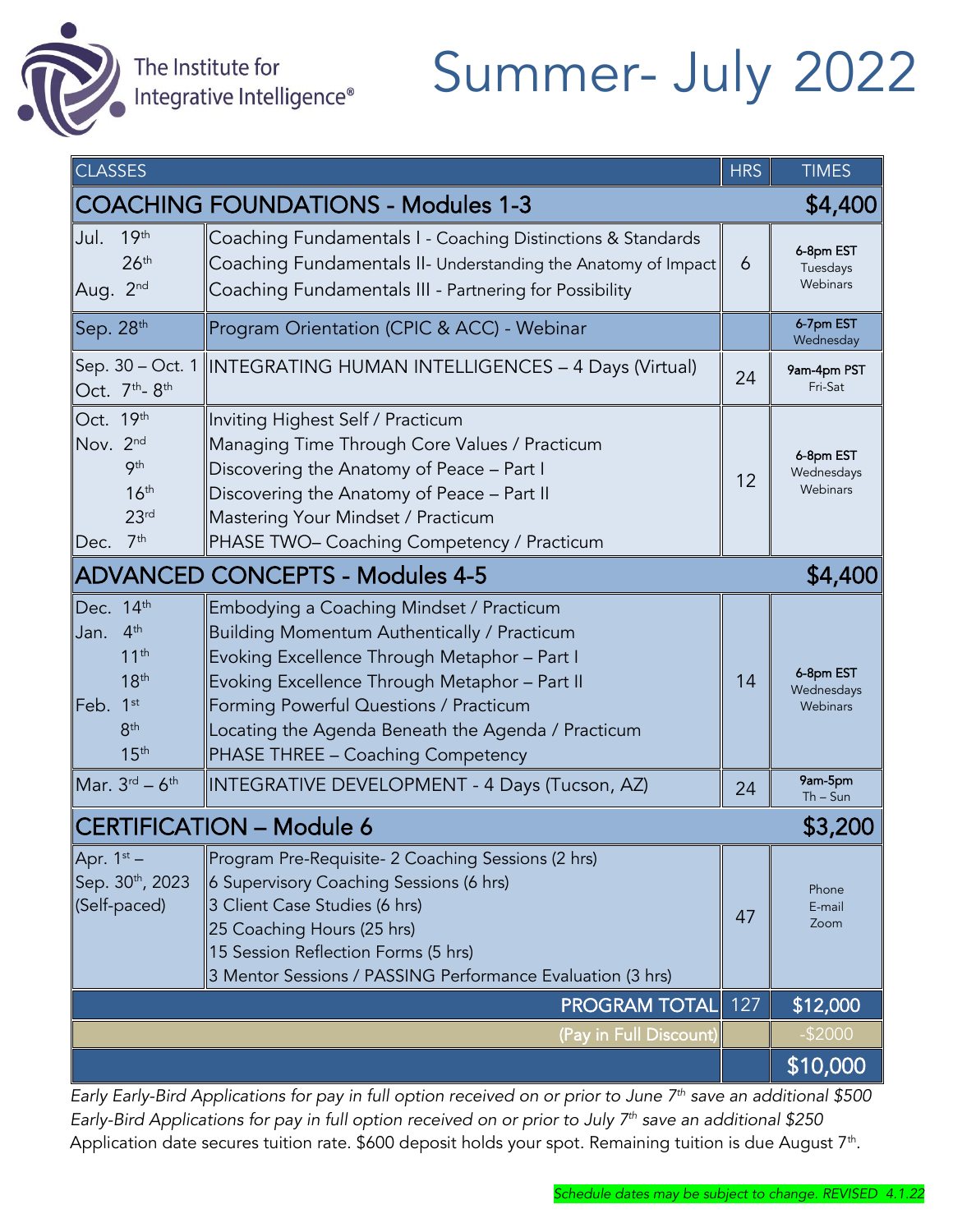The Institute for Integrative Intelligence®

# Summer- July 2022

| CLASSES | | HRS | TIMES |
|---|---|---|---|
| **COACHING FOUNDATIONS - Modules 1-3** | | | **$4,400** |
| Jul. 19th<br>26th<br>Aug. 2nd | Coaching Fundamentals I - Coaching Distinctions & Standards<br>Coaching Fundamentals II- Understanding the Anatomy of Impact<br>Coaching Fundamentals III - Partnering for Possibility | 6 | 6-8pm EST<br>Tuesdays<br>Webinars |
| Sep. 28th | Program Orientation (CPIC & ACC) - Webinar | | 6-7pm EST<br>Wednesday |
| Sep. 30 – Oct. 1<br>Oct. 7th- 8th | INTEGRATING HUMAN INTELLIGENCES – 4 Days (Virtual) | 24 | 9am-4pm PST<br>Fri-Sat |
| Oct. 19th<br>Nov. 2nd<br>9th<br>16th<br>23rd<br>Dec. 7th | Inviting Highest Self / Practicum<br>Managing Time Through Core Values / Practicum<br>Discovering the Anatomy of Peace – Part I<br>Discovering the Anatomy of Peace – Part II<br>Mastering Your Mindset / Practicum<br>PHASE TWO– Coaching Competency / Practicum | 12 | 6-8pm EST<br>Wednesdays<br>Webinars |
| **ADVANCED CONCEPTS - Modules 4-5** | | | **$4,400** |
| Dec. 14th<br>Jan. 4th<br>11th<br>18th<br>Feb. 1st<br>8th<br>15th | Embodying a Coaching Mindset / Practicum<br>Building Momentum Authentically / Practicum<br>Evoking Excellence Through Metaphor – Part I<br>Evoking Excellence Through Metaphor – Part II<br>Forming Powerful Questions / Practicum<br>Locating the Agenda Beneath the Agenda / Practicum<br>PHASE THREE – Coaching Competency | 14 | 6-8pm EST<br>Wednesdays<br>Webinars |
| Mar. 3rd – 6th | INTEGRATIVE DEVELOPMENT - 4 Days (Tucson, AZ) | 24 | 9am-5pm<br>Th – Sun |
| **CERTIFICATION – Module 6** | | | **$3,200** |
| Apr. 1st –<br>Sep. 30th, 2023<br>(Self-paced) | Program Pre-Requisite- 2 Coaching Sessions (2 hrs)<br>6 Supervisory Coaching Sessions (6 hrs)<br>3 Client Case Studies (6 hrs)<br>25 Coaching Hours (25 hrs)<br>15 Session Reflection Forms (5 hrs)<br>3 Mentor Sessions / PASSING Performance Evaluation (3 hrs) | 47 | Phone<br>E-mail<br>Zoom |
| | PROGRAM TOTAL | 127 | $12,000 |
| | (Pay in Full Discount) | | -$2000 |
| | | | $10,000 |

*Early Early-Bird Applications for pay in full option received on or prior to June 7th save an additional $500*
*Early-Bird Applications for pay in full option received on or prior to July 7th save an additional $250*
Application date secures tuition rate. $600 deposit holds your spot. Remaining tuition is due August 7th.

*Schedule dates may be subject to change. REVISED 4.1.22*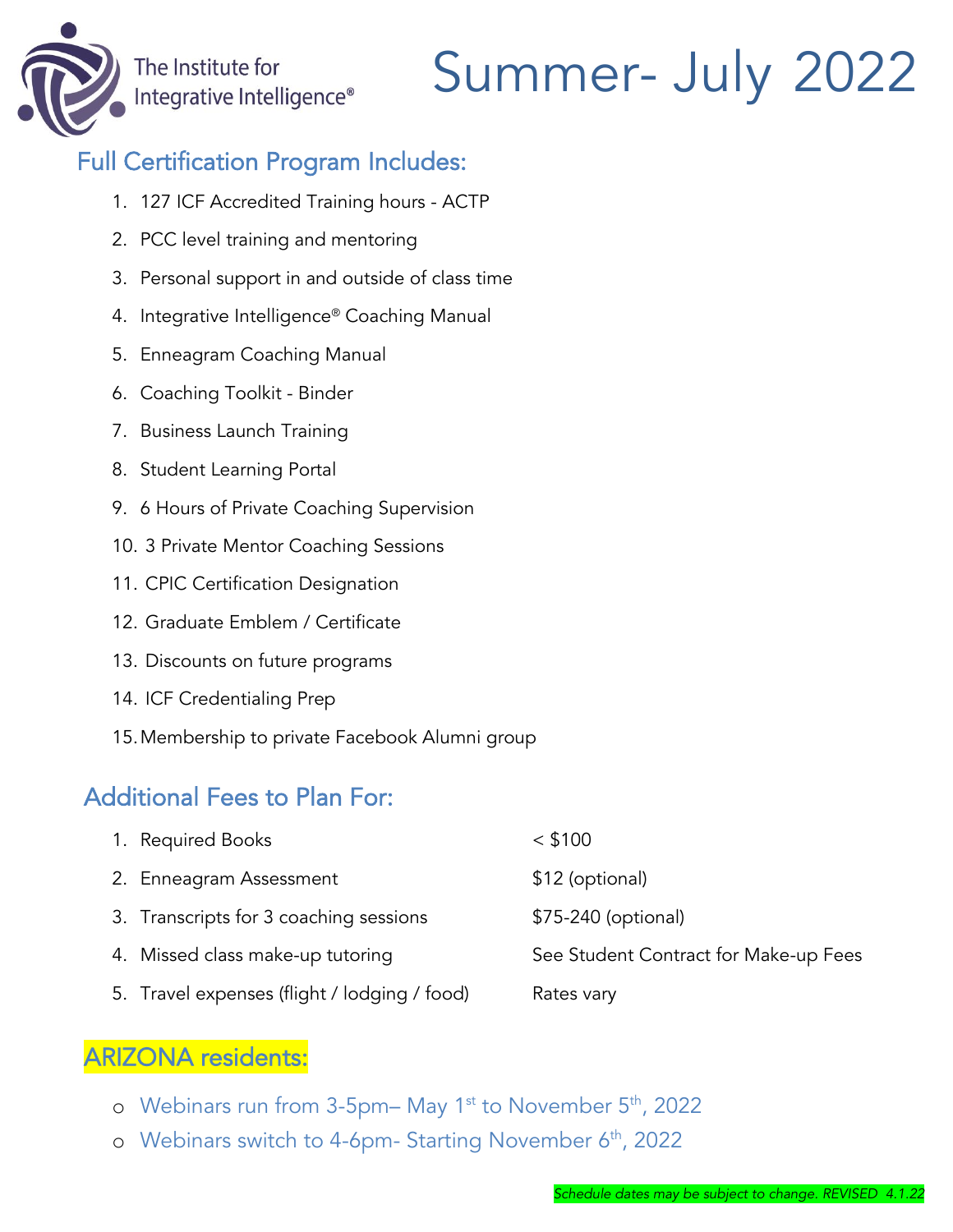The Institute for Integrative Intelligence®

# Summer- July 2022

## Full Certification Program Includes:

1. 127 ICF Accredited Training hours - ACTP
2. PCC level training and mentoring
3. Personal support in and outside of class time
4. Integrative Intelligence® Coaching Manual
5. Enneagram Coaching Manual
6. Coaching Toolkit - Binder
7. Business Launch Training
8. Student Learning Portal
9. 6 Hours of Private Coaching Supervision
10. 3 Private Mentor Coaching Sessions
11. CPIC Certification Designation
12. Graduate Emblem / Certificate
13. Discounts on future programs
14. ICF Credentialing Prep
15. Membership to private Facebook Alumni group

## Additional Fees to Plan For:

| | | |
|---|---|---|
| 1. | Required Books | < $100 |
| 2. | Enneagram Assessment | $12 (optional) |
| 3. | Transcripts for 3 coaching sessions | $75-240 (optional) |
| 4. | Missed class make-up tutoring | See Student Contract for Make-up Fees |
| 5. | Travel expenses (flight / lodging / food) | Rates vary |

## ARIZONA residents:

- Webinars run from 3-5pm– May 1st to November 5th, 2022
- Webinars switch to 4-6pm- Starting November 6th, 2022

*Schedule dates may be subject to change. REVISED 4.1.22*